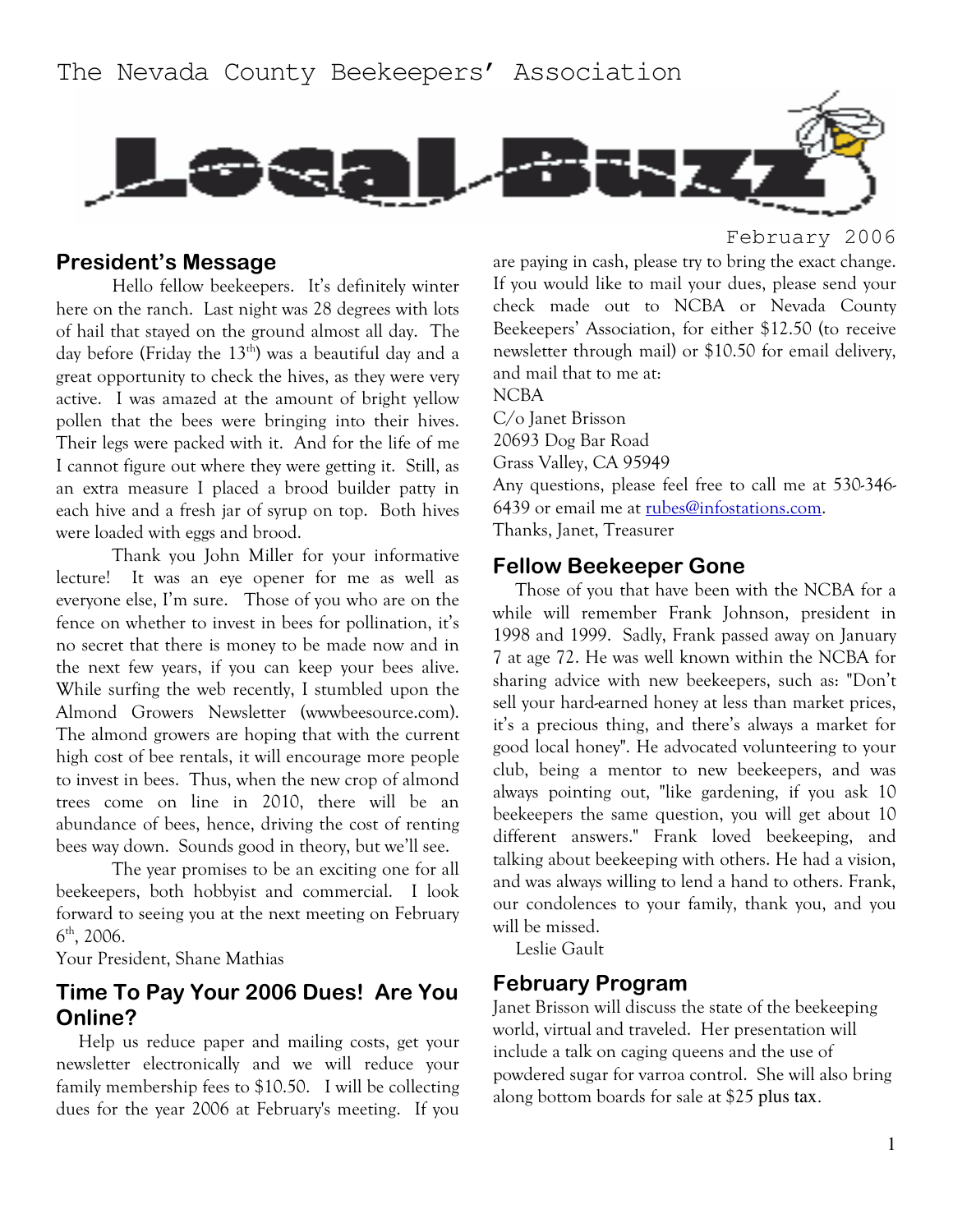The Nevada County Beekeepers' Association

# Local Buzz

February 2006

## President's Message

Hello fellow beekeepers. It's definitely winter here on the ranch. Last night was 28 degrees with lots of hail that stayed on the ground almost all day. The day before (Friday the 13th) was a beautiful day and a great opportunity to check the hives, as they were very active. I was amazed at the amount of bright yellow pollen that the bees were bringing into their hives. Their legs were packed with it. And for the life of me I cannot figure out where they were getting it. Still, as an extra measure I placed a brood builder patty in each hive and a fresh jar of syrup on top. Both hives were loaded with eggs and brood.

Thank you John Miller for your informative lecture! It was an eye opener for me as well as everyone else, I'm sure. Those of you who are on the fence on whether to invest in bees for pollination, it's no secret that there is money to be made now and in the next few years, if you can keep your bees alive. While surfing the web recently, I stumbled upon the Almond Growers Newsletter (wwwbeesource.com). The almond growers are hoping that with the current high cost of bee rentals, it will encourage more people to invest in bees. Thus, when the new crop of almond trees come on line in 2010, there will be an abundance of bees, hence, driving the cost of renting bees way down. Sounds good in theory, but we'll see.

The year promises to be an exciting one for all beekeepers, both hobbyist and commercial. I look forward to seeing you at the next meeting on February 6th, 2006.

Your President, Shane Mathias

## Time To Pay Your 2006 Dues! Are You Online?

Help us reduce paper and mailing costs, get your newsletter electronically and we will reduce your family membership fees to $10.50. I will be collecting dues for the year 2006 at February's meeting. If you are paying in cash, please try to bring the exact change. If you would like to mail your dues, please send your check made out to NCBA or Nevada County Beekeepers' Association, for either $12.50 (to receive newsletter through mail) or $10.50 for email delivery, and mail that to me at:

NCBA
C/o Janet Brisson
20693 Dog Bar Road
Grass Valley, CA 95949

Any questions, please feel free to call me at 530-346-6439 or email me at rubes@infostations.com.

Thanks, Janet, Treasurer

## Fellow Beekeeper Gone

Those of you that have been with the NCBA for a while will remember Frank Johnson, president in 1998 and 1999. Sadly, Frank passed away on January 7 at age 72. He was well known within the NCBA for sharing advice with new beekeepers, such as: "Don't sell your hard-earned honey at less than market prices, it's a precious thing, and there's always a market for good local honey". He advocated volunteering to your club, being a mentor to new beekeepers, and was always pointing out, "like gardening, if you ask 10 beekeepers the same question, you will get about 10 different answers." Frank loved beekeeping, and talking about beekeeping with others. He had a vision, and was always willing to lend a hand to others. Frank, our condolences to your family, thank you, and you will be missed.

Leslie Gault

## February Program

Janet Brisson will discuss the state of the beekeeping world, virtual and traveled. Her presentation will include a talk on caging queens and the use of powdered sugar for varroa control. She will also bring along bottom boards for sale at $25 plus tax.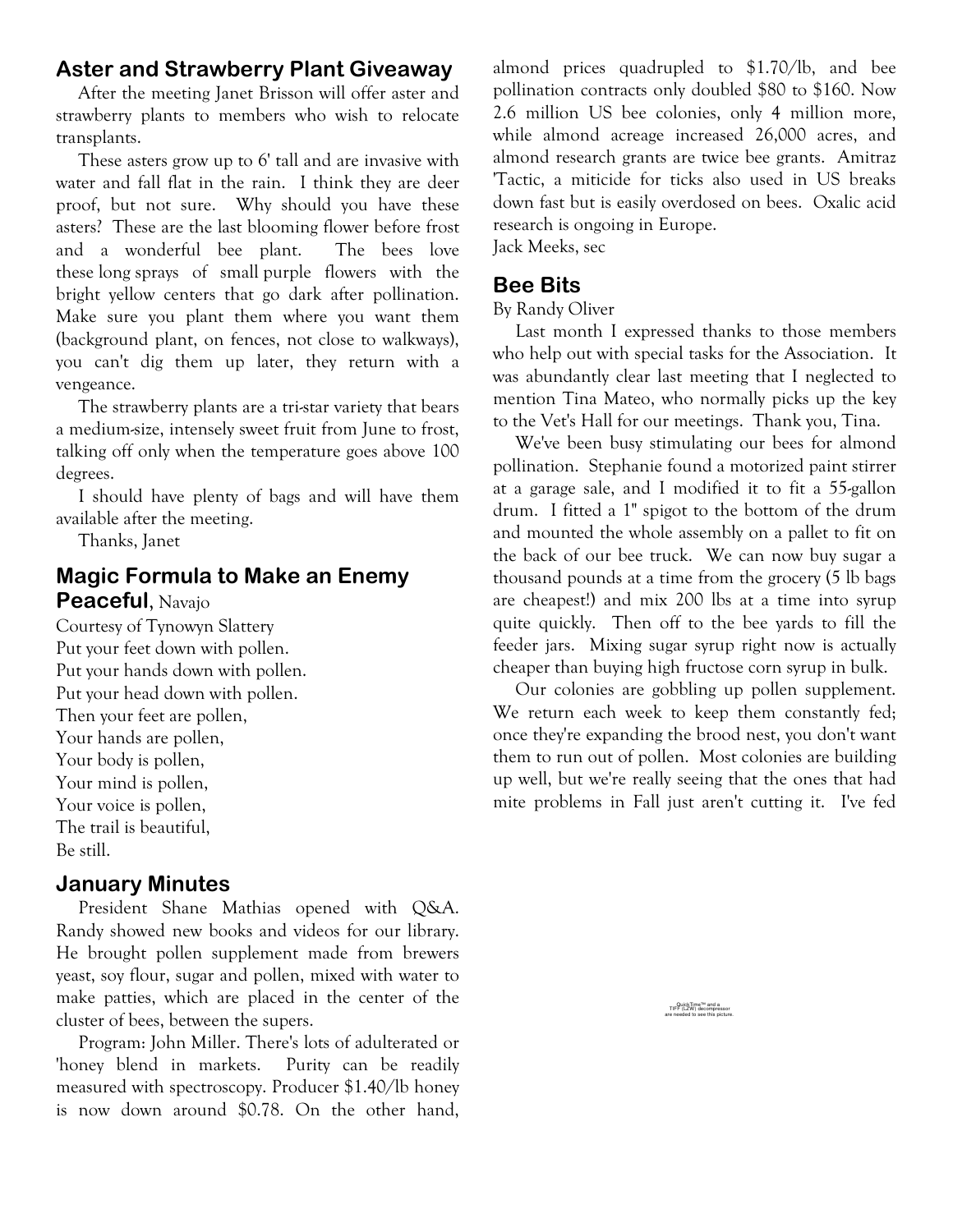## Aster and Strawberry Plant Giveaway

After the meeting Janet Brisson will offer aster and strawberry plants to members who wish to relocate transplants.

These asters grow up to 6' tall and are invasive with water and fall flat in the rain. I think they are deer proof, but not sure. Why should you have these asters? These are the last blooming flower before frost and a wonderful bee plant. The bees love these long sprays of small purple flowers with the bright yellow centers that go dark after pollination. Make sure you plant them where you want them (background plant, on fences, not close to walkways), you can't dig them up later, they return with a vengeance.

The strawberry plants are a tri-star variety that bears a medium-size, intensely sweet fruit from June to frost, talking off only when the temperature goes above 100 degrees.

I should have plenty of bags and will have them available after the meeting.

Thanks, Janet

## Magic Formula to Make an Enemy Peaceful, Navajo

Courtesy of Tynowyn Slattery
Put your feet down with pollen.
Put your hands down with pollen.
Put your head down with pollen.
Then your feet are pollen,
Your hands are pollen,
Your body is pollen,
Your mind is pollen,
Your voice is pollen,
The trail is beautiful,
Be still.

## January Minutes

President Shane Mathias opened with Q&A. Randy showed new books and videos for our library. He brought pollen supplement made from brewers yeast, soy flour, sugar and pollen, mixed with water to make patties, which are placed in the center of the cluster of bees, between the supers.

Program: John Miller. There's lots of adulterated or 'honey blend in markets. Purity can be readily measured with spectroscopy. Producer $1.40/lb honey is now down around $0.78. On the other hand, almond prices quadrupled to $1.70/lb, and bee pollination contracts only doubled $80 to $160. Now 2.6 million US bee colonies, only 4 million more, while almond acreage increased 26,000 acres, and almond research grants are twice bee grants. Amitraz 'Tactic, a miticide for ticks also used in US breaks down fast but is easily overdosed on bees. Oxalic acid research is ongoing in Europe.

Jack Meeks, sec

## Bee Bits

By Randy Oliver

Last month I expressed thanks to those members who help out with special tasks for the Association. It was abundantly clear last meeting that I neglected to mention Tina Mateo, who normally picks up the key to the Vet's Hall for our meetings. Thank you, Tina.

We've been busy stimulating our bees for almond pollination. Stephanie found a motorized paint stirrer at a garage sale, and I modified it to fit a 55-gallon drum. I fitted a 1" spigot to the bottom of the drum and mounted the whole assembly on a pallet to fit on the back of our bee truck. We can now buy sugar a thousand pounds at a time from the grocery (5 lb bags are cheapest!) and mix 200 lbs at a time into syrup quite quickly. Then off to the bee yards to fill the feeder jars. Mixing sugar syrup right now is actually cheaper than buying high fructose corn syrup in bulk.

Our colonies are gobbling up pollen supplement. We return each week to keep them constantly fed; once they're expanding the brood nest, you don't want them to run out of pollen. Most colonies are building up well, but we're really seeing that the ones that had mite problems in Fall just aren't cutting it. I've fed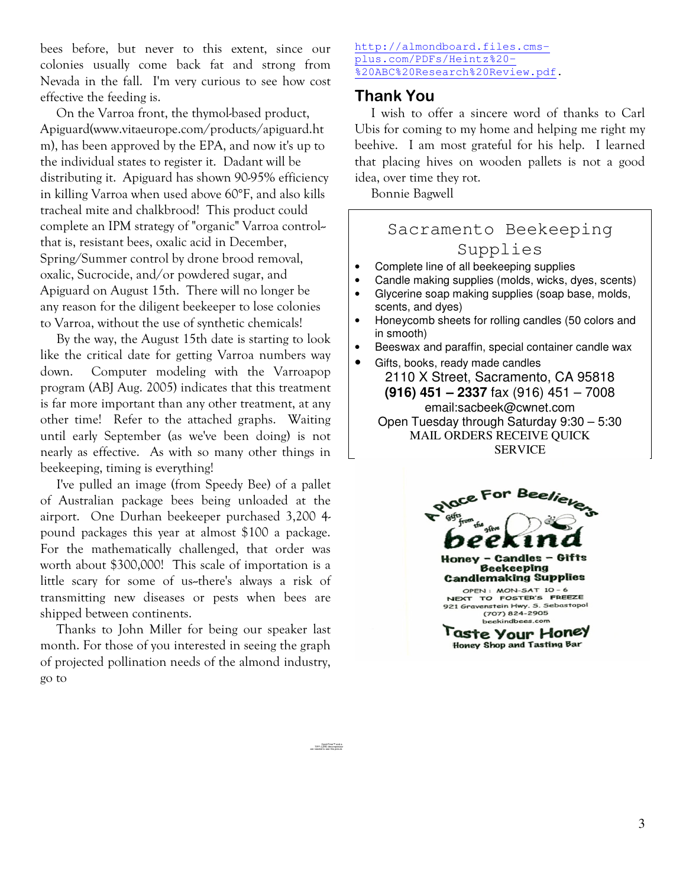bees before, but never to this extent, since our colonies usually come back fat and strong from Nevada in the fall. I'm very curious to see how cost effective the feeding is.

On the Varroa front, the thymol-based product, Apiguard(www.vitaeurope.com/products/apiguard.htm), has been approved by the EPA, and now it's up to the individual states to register it. Dadant will be distributing it. Apiguard has shown 90-95% efficiency in killing Varroa when used above 60°F, and also kills tracheal mite and chalkbrood! This product could complete an IPM strategy of "organic" Varroa control--that is, resistant bees, oxalic acid in December, Spring/Summer control by drone brood removal, oxalic, Sucrocide, and/or powdered sugar, and Apiguard on August 15th. There will no longer be any reason for the diligent beekeeper to lose colonies to Varroa, without the use of synthetic chemicals!

By the way, the August 15th date is starting to look like the critical date for getting Varroa numbers way down. Computer modeling with the Varroapop program (ABJ Aug. 2005) indicates that this treatment is far more important than any other treatment, at any other time! Refer to the attached graphs. Waiting until early September (as we've been doing) is not nearly as effective. As with so many other things in beekeeping, timing is everything!

I've pulled an image (from Speedy Bee) of a pallet of Australian package bees being unloaded at the airport. One Durhan beekeeper purchased 3,200 4-pound packages this year at almost $100 a package. For the mathematically challenged, that order was worth about $300,000! This scale of importation is a little scary for some of us--there's always a risk of transmitting new diseases or pests when bees are shipped between continents.

Thanks to John Miller for being our speaker last month. For those of you interested in seeing the graph of projected pollination needs of the almond industry, go to http://almondboard.files.cms-plus.com/PDFs/Heintz%20-%20ABC%20Research%20Review.pdf.

## Thank You

I wish to offer a sincere word of thanks to Carl Ubis for coming to my home and helping me right my beehive. I am most grateful for his help. I learned that placing hives on wooden pallets is not a good idea, over time they rot.

Bonnie Bagwell

### Sacramento Beekeeping Supplies

- Complete line of all beekeeping supplies
- Candle making supplies (molds, wicks, dyes, scents)
- Glycerine soap making supplies (soap base, molds, scents, and dyes)
- Honeycomb sheets for rolling candles (50 colors and in smooth)
- Beeswax and paraffin, special container candle wax
- Gifts, books, ready made candles

2110 X Street, Sacramento, CA 95818
**(916) 451 – 2337** fax (916) 451 – 7008
email:sacbeek@cwnet.com
Open Tuesday through Saturday 9:30 – 5:30
MAIL ORDERS RECEIVE QUICK SERVICE

A Place For Beelievers
Gifts from the Hive
**beekind**
Honey – Candles – Gifts
Beekeeping
Candlemaking Supplies
OPEN: MON-SAT 10 - 6
NEXT TO FOSTER'S FREEZE
921 Gravenstein Hwy. S. Sebastopol
(707) 824-2905
beekindbees.com
**Taste Your Honey**
Honey Shop and Tasting Bar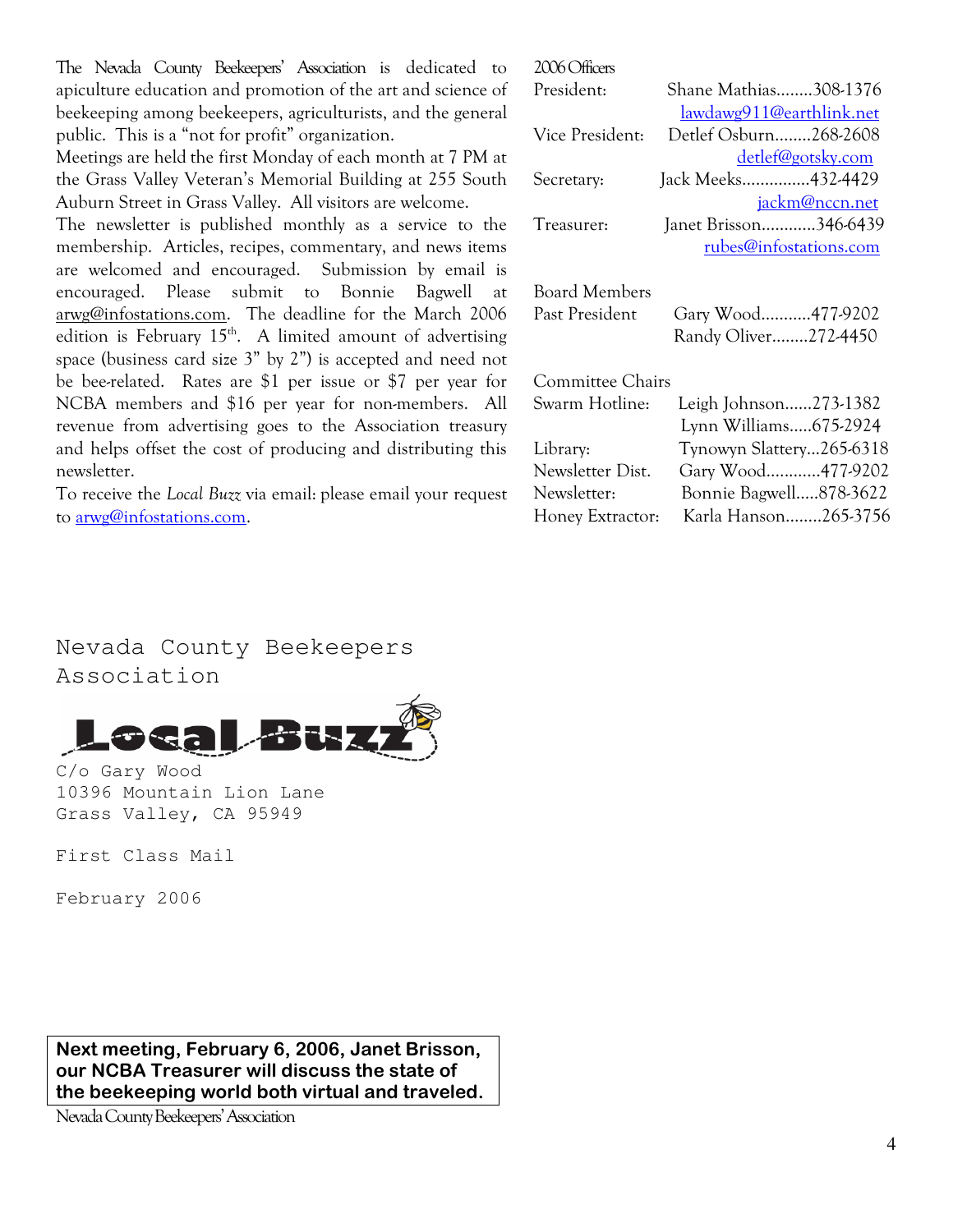The Nevada County Beekeepers' Association is dedicated to apiculture education and promotion of the art and science of beekeeping among beekeepers, agriculturists, and the general public. This is a "not for profit" organization.

Meetings are held the first Monday of each month at 7 PM at the Grass Valley Veteran's Memorial Building at 255 South Auburn Street in Grass Valley. All visitors are welcome.

The newsletter is published monthly as a service to the membership. Articles, recipes, commentary, and news items are welcomed and encouraged. Submission by email is encouraged. Please submit to Bonnie Bagwell at arwg@infostations.com. The deadline for the March 2006 edition is February 15th. A limited amount of advertising space (business card size 3" by 2") is accepted and need not be bee-related. Rates are $1 per issue or $7 per year for NCBA members and $16 per year for non-members. All revenue from advertising goes to the Association treasury and helps offset the cost of producing and distributing this newsletter.

To receive the *Local Buzz* via email: please email your request to arwg@infostations.com.

2006 Officers

| | |
|---|---|
| President: | Shane Mathias........308-1376 lawdawg911@earthlink.net |
| Vice President: | Detlef Osburn........268-2608 detlef@gotsky.com |
| Secretary: | Jack Meeks...............432-4429 jackm@nccn.net |
| Treasurer: | Janet Brisson............346-6439 rubes@infostations.com |

Board Members

| | |
|---|---|
| Past President | Gary Wood...........477-9202 |
| | Randy Oliver........272-4450 |

Committee Chairs

| | |
|---|---|
| Swarm Hotline: | Leigh Johnson......273-1382 |
| | Lynn Williams.....675-2924 |
| Library: | Tynowyn Slattery...265-6318 |
| Newsletter Dist. | Gary Wood............477-9202 |
| Newsletter: | Bonnie Bagwell.....878-3622 |
| Honey Extractor: | Karla Hanson........265-3756 |

Nevada County Beekeepers Association

Local Buzz

C/o Gary Wood
10396 Mountain Lion Lane
Grass Valley, CA 95949

First Class Mail

February 2006

**Next meeting, February 6, 2006, Janet Brisson, our NCBA Treasurer will discuss the state of the beekeeping world both virtual and traveled.**